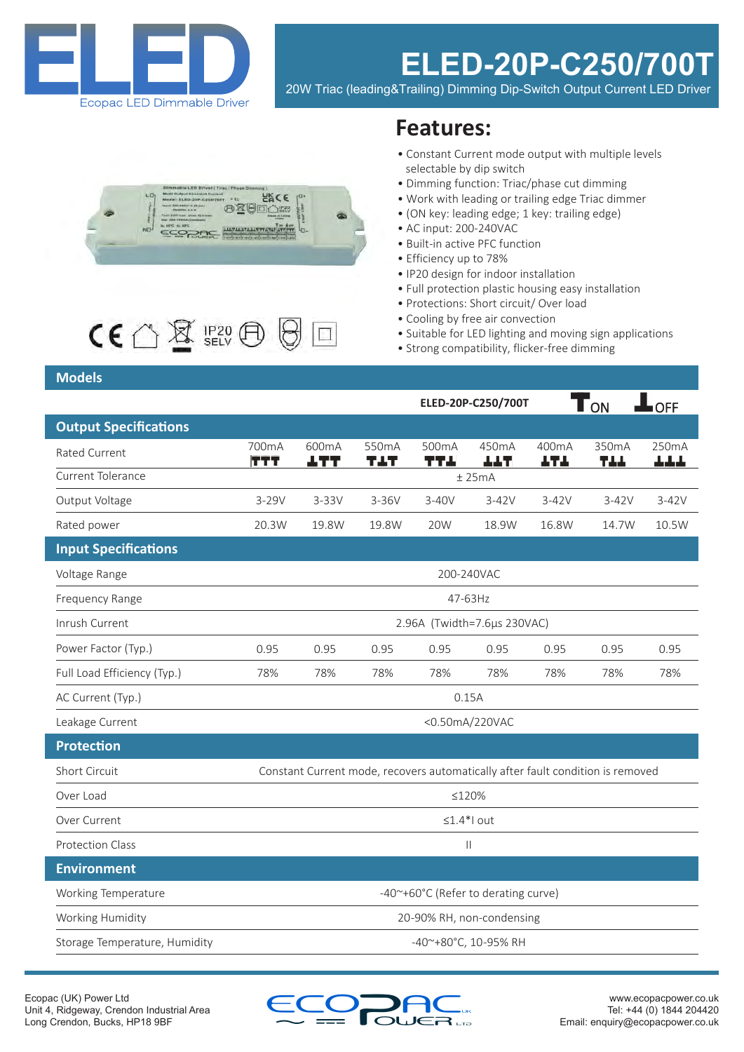# ELED-20P-C250/700T

20W Triac (leading&Trailing) Dimming Dip-Switch Output Current LED Driver

ELED — Ecopac LED Dimmable Driver

## Features:

- Constant Current mode output with multiple levels selectable by dip switch
- Dimming function: Triac/phase cut dimming
- Work with leading or trailing edge Triac dimmer
- (ON key: leading edge; 1 key: trailing edge)
- AC input: 200-240VAC
- Built-in active PFC function
- Efficiency up to 78%
- IP20 design for indoor installation
- Full protection plastic housing easy installation
- Protections: Short circuit/ Over load
- Cooling by free air convection
- Suitable for LED lighting and moving sign applications
- Strong compatibility, flicker-free dimming

## Models

| | ELED-20P-C250/700T | | | | | | | |
|---|---|---|---|---|---|---|---|---|
| **Output Specifications** | | | | | | | | |
| Rated Current | 700mA | 600mA | 550mA | 500mA | 450mA | 400mA | 350mA | 250mA |
| Current Tolerance | ± 25mA | | | | | | | |
| Output Voltage | 3-29V | 3-33V | 3-36V | 3-40V | 3-42V | 3-42V | 3-42V | 3-42V |
| Rated power | 20.3W | 19.8W | 19.8W | 20W | 18.9W | 16.8W | 14.7W | 10.5W |
| **Input Specifications** | | | | | | | | |
| Voltage Range | 200-240VAC | | | | | | | |
| Frequency Range | 47-63Hz | | | | | | | |
| Inrush Current | 2.96A (Twidth=7.6μs 230VAC) | | | | | | | |
| Power Factor (Typ.) | 0.95 | 0.95 | 0.95 | 0.95 | 0.95 | 0.95 | 0.95 | 0.95 |
| Full Load Efficiency (Typ.) | 78% | 78% | 78% | 78% | 78% | 78% | 78% | 78% |
| AC Current (Typ.) | 0.15A | | | | | | | |
| Leakage Current | <0.50mA/220VAC | | | | | | | |
| **Protection** | | | | | | | | |
| Short Circuit | Constant Current mode, recovers automatically after fault condition is removed | | | | | | | |
| Over Load | ≤120% | | | | | | | |
| Over Current | ≤1.4*I out | | | | | | | |
| Protection Class | II | | | | | | | |
| **Environment** | | | | | | | | |
| Working Temperature | -40~+60°C (Refer to derating curve) | | | | | | | |
| Working Humidity | 20-90% RH, non-condensing | | | | | | | |
| Storage Temperature, Humidity | -40~+80°C, 10-95% RH | | | | | | | |

Ecopac (UK) Power Ltd
Unit 4, Ridgeway, Crendon Industrial Area
Long Crendon, Bucks, HP18 9BF

www.ecopacpower.co.uk
Tel: +44 (0) 1844 204420
Email: enquiry@ecopacpower.co.uk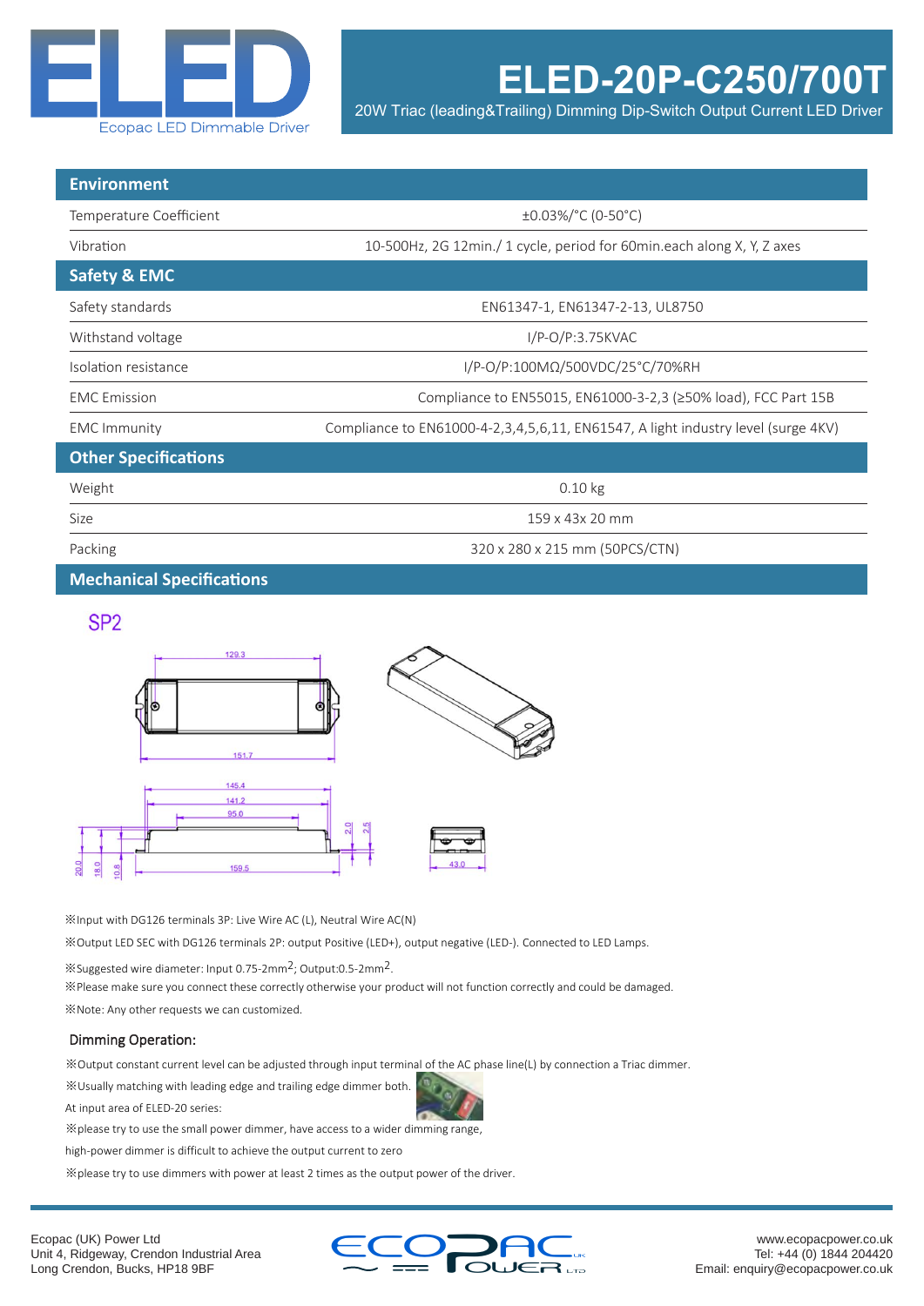# ELED-20P-C250/700T

20W Triac (leading&Trailing) Dimming Dip-Switch Output Current LED Driver

| Environment | |
|---|---|
| Temperature Coefficient | ±0.03%/°C (0-50°C) |
| Vibration | 10-500Hz, 2G 12min./ 1 cycle, period for 60min.each along X, Y, Z axes |
| **Safety & EMC** | |
| Safety standards | EN61347-1, EN61347-2-13, UL8750 |
| Withstand voltage | I/P-O/P:3.75KVAC |
| Isolation resistance | I/P-O/P:100MΩ/500VDC/25°C/70%RH |
| EMC Emission | Compliance to EN55015, EN61000-3-2,3 (≥50% load), FCC Part 15B |
| EMC Immunity | Compliance to EN61000-4-2,3,4,5,6,11, EN61547, A light industry level (surge 4KV) |
| **Other Specifications** | |
| Weight | 0.10 kg |
| Size | 159 x 43x 20 mm |
| Packing | 320 x 280 x 215 mm (50PCS/CTN) |

## Mechanical Specifications

SP2

129.3
151.7
145.4
141.2
95.0
159.5
20.0
18.0
10.8
2.0
2.5
43.0

※Input with DG126 terminals 3P: Live Wire AC (L), Neutral Wire AC(N)

※Output LED SEC with DG126 terminals 2P: output Positive (LED+), output negative (LED-). Connected to LED Lamps.

※Suggested wire diameter: Input 0.75-2mm²; Output:0.5-2mm².

※Please make sure you connect these correctly otherwise your product will not function correctly and could be damaged.

※Note: Any other requests we can customized.

### Dimming Operation:

※Output constant current level can be adjusted through input terminal of the AC phase line(L) by connection a Triac dimmer.

※Usually matching with leading edge and trailing edge dimmer both.

At input area of ELED-20 series:

※please try to use the small power dimmer, have access to a wider dimming range,

high-power dimmer is difficult to achieve the output current to zero

※please try to use dimmers with power at least 2 times as the output power of the driver.

Ecopac (UK) Power Ltd
Unit 4, Ridgeway, Crendon Industrial Area
Long Crendon, Bucks, HP18 9BF

www.ecopacpower.co.uk
Tel: +44 (0) 1844 204420
Email: enquiry@ecopacpower.co.uk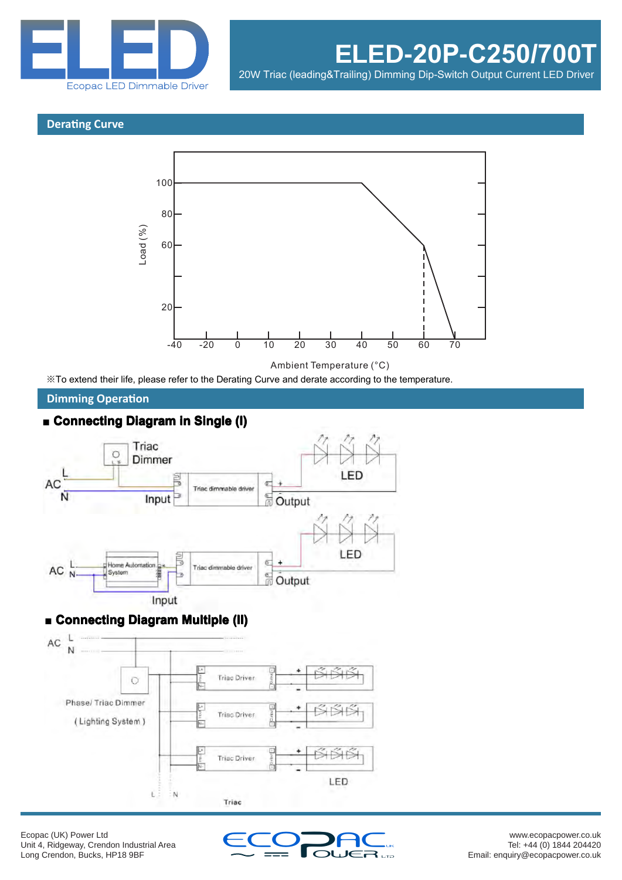# ELED-20P-C250/700T

20W Triac (leading&Trailing) Dimming Dip-Switch Output Current LED Driver

## Derating Curve

Load (%)

100
80
60
20

-40 -20 0 10 20 30 40 50 60 70

Ambient Temperature (°C)

※To extend their life, please refer to the Derating Curve and derate according to the temperature.

## Dimming Operation

### ■ Connecting Diagram in Single (I)

Triac Dimmer
AC L N
Input
Triac dimmable driver
Output
LED

AC L N
Home Automation System
Input
Triac dimmable driver
Output
LED

### ■ Connecting Diagram Multiple (II)

AC L N
Phase/ Triac Dimmer
( Lighting System )
Triac Driver
Triac Driver
Triac Driver
LED
L N
Triac